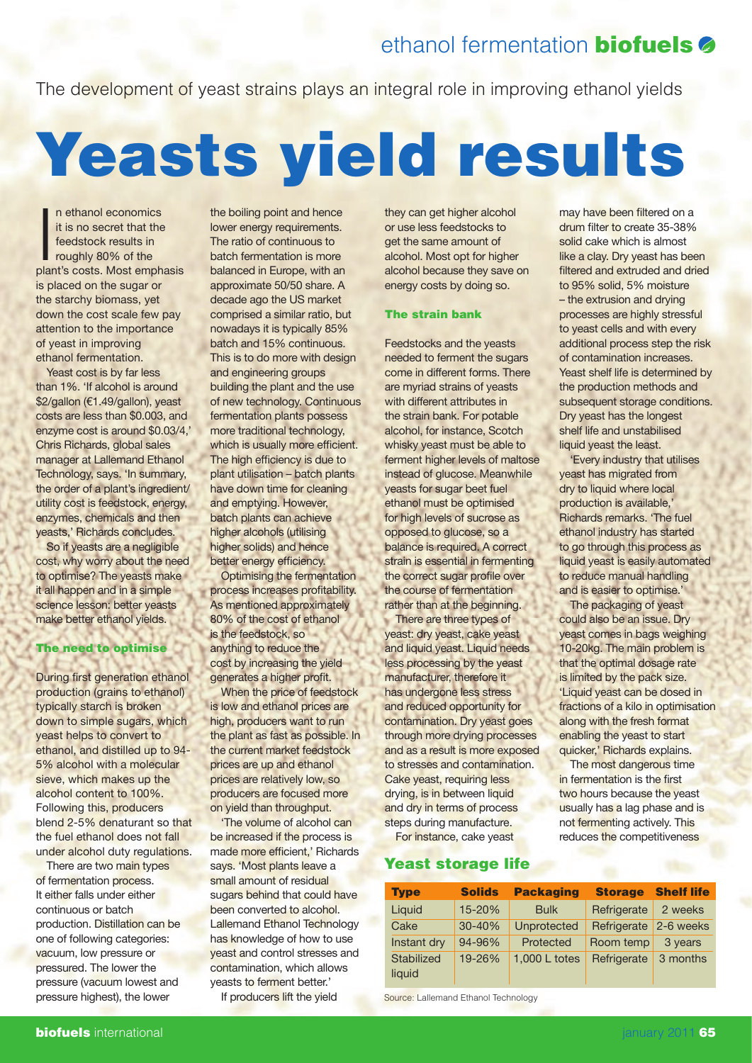The development of yeast strains plays an integral role in improving ethanol yields

# Yeasts yield results

In ethanol economics it is no secret that the feedstock results in roughly 80% of the plant's costs. Most emphasis is placed on the sugar or the starchy biomass, yet down the cost scale few pay attention to the importance of yeast in improving ethanol fermentation.

Yeast cost is by far less than 1%. 'If alcohol is around $2/gallon (€1.49/gallon), yeast costs are less than $0.003, and enzyme cost is around $0.03/4,' Chris Richards, global sales manager at Lallemand Ethanol Technology, says. 'In summary, the order of a plant's ingredient/ utility cost is feedstock, energy, enzymes, chemicals and then yeasts,' Richards concludes.

So if yeasts are a negligible cost, why worry about the need to optimise? The yeasts make it all happen and in a simple science lesson: better yeasts make better ethanol yields.

### The need to optimise

During first generation ethanol production (grains to ethanol) typically starch is broken down to simple sugars, which yeast helps to convert to ethanol, and distilled up to 94-5% alcohol with a molecular sieve, which makes up the alcohol content to 100%. Following this, producers blend 2-5% denaturant so that the fuel ethanol does not fall under alcohol duty regulations.

There are two main types of fermentation process. It either falls under either continuous or batch production. Distillation can be one of following categories: vacuum, low pressure or pressured. The lower the pressure (vacuum lowest and pressure highest), the lower the boiling point and hence lower energy requirements. The ratio of continuous to batch fermentation is more balanced in Europe, with an approximate 50/50 share. A decade ago the US market comprised a similar ratio, but nowadays it is typically 85% batch and 15% continuous. This is to do more with design and engineering groups building the plant and the use of new technology. Continuous fermentation plants possess more traditional technology, which is usually more efficient. The high efficiency is due to plant utilisation – batch plants have down time for cleaning and emptying. However, batch plants can achieve higher alcohols (utilising higher solids) and hence better energy efficiency.

Optimising the fermentation process increases profitability. As mentioned approximately 80% of the cost of ethanol is the feedstock, so anything to reduce the cost by increasing the yield generates a higher profit.

When the price of feedstock is low and ethanol prices are high, producers want to run the plant as fast as possible. In the current market feedstock prices are up and ethanol prices are relatively low, so producers are focused more on yield than throughput.

'The volume of alcohol can be increased if the process is made more efficient,' Richards says. 'Most plants leave a small amount of residual sugars behind that could have been converted to alcohol. Lallemand Ethanol Technology has knowledge of how to use yeast and control stresses and contamination, which allows yeasts to ferment better.'

If producers lift the yield they can get higher alcohol or use less feedstocks to get the same amount of alcohol. Most opt for higher alcohol because they save on energy costs by doing so.

### The strain bank

Feedstocks and the yeasts needed to ferment the sugars come in different forms. There are myriad strains of yeasts with different attributes in the strain bank. For potable alcohol, for instance, Scotch whisky yeast must be able to ferment higher levels of maltose instead of glucose. Meanwhile yeasts for sugar beet fuel ethanol must be optimised for high levels of sucrose as opposed to glucose, so a balance is required. A correct strain is essential in fermenting the correct sugar profile over the course of fermentation rather than at the beginning.

There are three types of yeast: dry yeast, cake yeast and liquid yeast. Liquid needs less processing by the yeast manufacturer, therefore it has undergone less stress and reduced opportunity for contamination. Dry yeast goes through more drying processes and as a result is more exposed to stresses and contamination. Cake yeast, requiring less drying, is in between liquid and dry in terms of process steps during manufacture.

For instance, cake yeast may have been filtered on a drum filter to create 35-38% solid cake which is almost like a clay. Dry yeast has been filtered and extruded and dried to 95% solid, 5% moisture – the extrusion and drying processes are highly stressful to yeast cells and with every additional process step the risk of contamination increases. Yeast shelf life is determined by the production methods and subsequent storage conditions. Dry yeast has the longest shelf life and unstabilised liquid yeast the least.

'Every industry that utilises yeast has migrated from dry to liquid where local production is available,' Richards remarks. 'The fuel ethanol industry has started to go through this process as liquid yeast is easily automated to reduce manual handling and is easier to optimise.'

The packaging of yeast could also be an issue. Dry yeast comes in bags weighing 10-20kg. The main problem is that the optimal dosage rate is limited by the pack size. 'Liquid yeast can be dosed in fractions of a kilo in optimisation along with the fresh format enabling the yeast to start quicker,' Richards explains.

The most dangerous time in fermentation is the first two hours because the yeast usually has a lag phase and is not fermenting actively. This reduces the competitiveness

### Yeast storage life

| Type | Solids | Packaging | Storage | Shelf life |
|---|---|---|---|---|
| Liquid | 15-20% | Bulk | Refrigerate | 2 weeks |
| Cake | 30-40% | Unprotected | Refrigerate | 2-6 weeks |
| Instant dry | 94-96% | Protected | Room temp | 3 years |
| Stabilized liquid | 19-26% | 1,000 L totes | Refrigerate | 3 months |

Source: Lallemand Ethanol Technology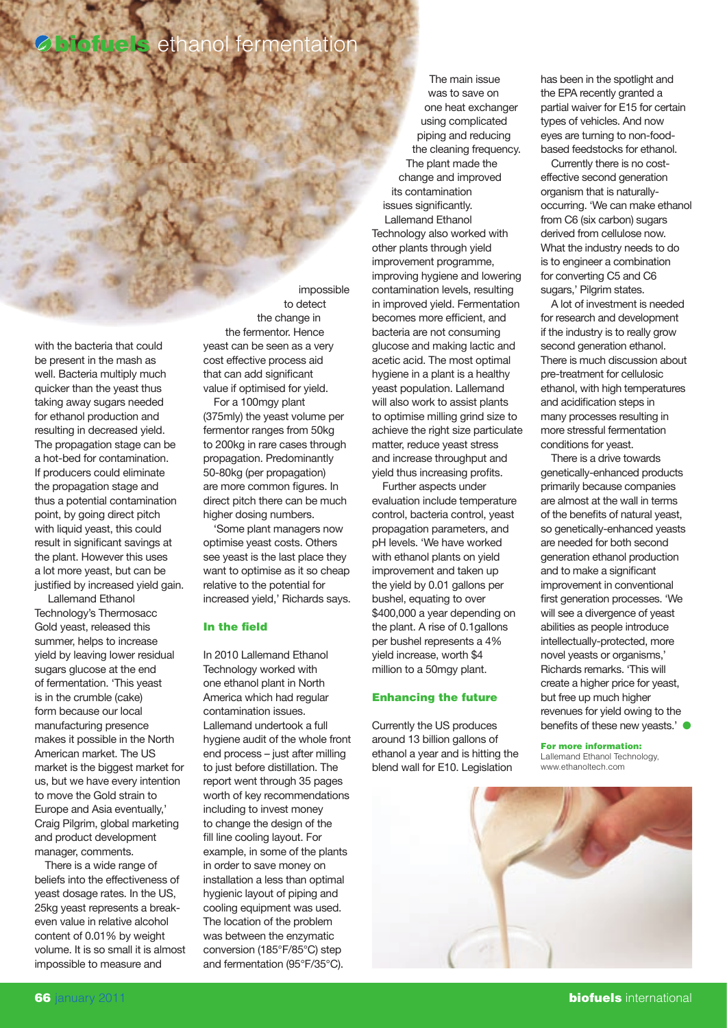with the bacteria that could be present in the mash as well. Bacteria multiply much quicker than the yeast thus taking away sugars needed for ethanol production and resulting in decreased yield. The propagation stage can be a hot-bed for contamination. If producers could eliminate the propagation stage and thus a potential contamination point, by going direct pitch with liquid yeast, this could result in significant savings at the plant. However this uses a lot more yeast, but can be justified by increased yield gain.

Lallemand Ethanol Technology's Thermosacc Gold yeast, released this summer, helps to increase yield by leaving lower residual sugars glucose at the end of fermentation. 'This yeast is in the crumble (cake) form because our local manufacturing presence makes it possible in the North American market. The US market is the biggest market for us, but we have every intention to move the Gold strain to Europe and Asia eventually,' Craig Pilgrim, global marketing and product development manager, comments.

There is a wide range of beliefs into the effectiveness of yeast dosage rates. In the US, 25kg yeast represents a break-even value in relative alcohol content of 0.01% by weight volume. It is so small it is almost impossible to measure and impossible to detect the change in the fermentor. Hence yeast can be seen as a very cost effective process aid that can add significant value if optimised for yield.

For a 100mgy plant (375mly) the yeast volume per fermentor ranges from 50kg to 200kg in rare cases through propagation. Predominantly 50-80kg (per propagation) are more common figures. In direct pitch there can be much higher dosing numbers.

'Some plant managers now optimise yeast costs. Others see yeast is the last place they want to optimise as it so cheap relative to the potential for increased yield,' Richards says.

## In the field

In 2010 Lallemand Ethanol Technology worked with one ethanol plant in North America which had regular contamination issues. Lallemand undertook a full hygiene audit of the whole front end process – just after milling to just before distillation. The report went through 35 pages worth of key recommendations including to invest money to change the design of the fill line cooling layout. For example, in some of the plants in order to save money on installation a less than optimal hygienic layout of piping and cooling equipment was used. The location of the problem was between the enzymatic conversion (185°F/85°C) step and fermentation (95°F/35°C).

The main issue was to save on one heat exchanger using complicated piping and reducing the cleaning frequency. The plant made the change and improved its contamination issues significantly.

Lallemand Ethanol Technology also worked with other plants through yield improvement programme, improving hygiene and lowering contamination levels, resulting in improved yield. Fermentation becomes more efficient, and bacteria are not consuming glucose and making lactic and acetic acid. The most optimal hygiene in a plant is a healthy yeast population. Lallemand will also work to assist plants to optimise milling grind size to achieve the right size particulate matter, reduce yeast stress and increase throughput and yield thus increasing profits.

Further aspects under evaluation include temperature control, bacteria control, yeast propagation parameters, and pH levels. 'We have worked with ethanol plants on yield improvement and taken up the yield by 0.01 gallons per bushel, equating to over $400,000 a year depending on the plant. A rise of 0.1gallons per bushel represents a 4% yield increase, worth $4 million to a 50mgy plant.

## Enhancing the future

Currently the US produces around 13 billion gallons of ethanol a year and is hitting the blend wall for E10. Legislation has been in the spotlight and the EPA recently granted a partial waiver for E15 for certain types of vehicles. And now eyes are turning to non-food-based feedstocks for ethanol.

Currently there is no cost-effective second generation organism that is naturally-occurring. 'We can make ethanol from C6 (six carbon) sugars derived from cellulose now. What the industry needs to do is to engineer a combination for converting C5 and C6 sugars,' Pilgrim states.

A lot of investment is needed for research and development if the industry is to really grow second generation ethanol. There is much discussion about pre-treatment for cellulosic ethanol, with high temperatures and acidification steps in many processes resulting in more stressful fermentation conditions for yeast.

There is a drive towards genetically-enhanced products primarily because companies are almost at the wall in terms of the benefits of natural yeast, so genetically-enhanced yeasts are needed for both second generation ethanol production and to make a significant improvement in conventional first generation processes. 'We will see a divergence of yeast abilities as people introduce intellectually-protected, more novel yeasts or organisms,' Richards remarks. 'This will create a higher price for yeast, but free up much higher revenues for yield owing to the benefits of these new yeasts.' ●

**For more information:**
Lallemand Ethanol Technology, www.ethanoltech.com